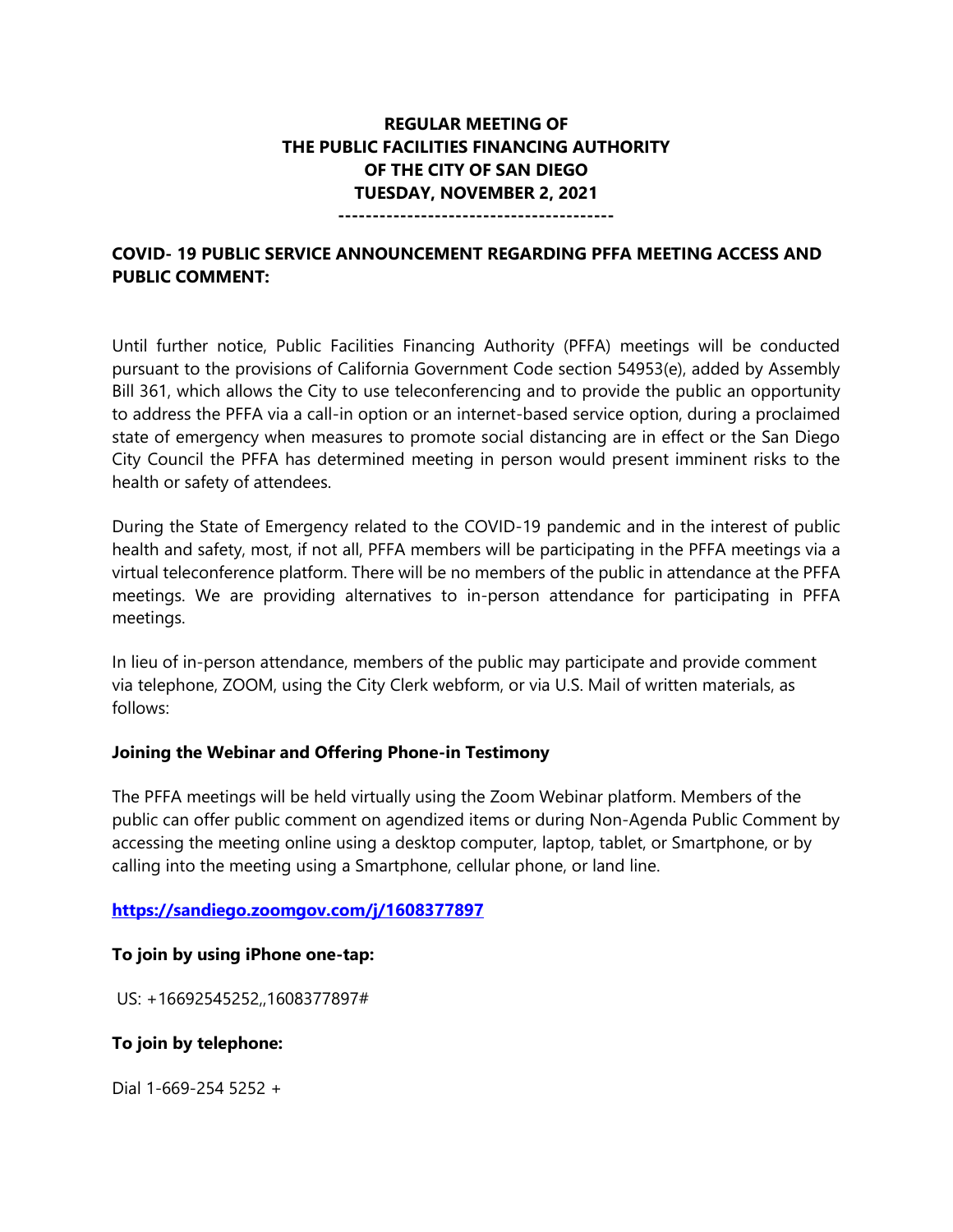**REGULAR MEETING OF**
**THE PUBLIC FACILITIES FINANCING AUTHORITY**
**OF THE CITY OF SAN DIEGO**
**TUESDAY, NOVEMBER 2, 2021**
**----------------------------------------**

**COVID- 19 PUBLIC SERVICE ANNOUNCEMENT REGARDING PFFA MEETING ACCESS AND PUBLIC COMMENT:**

Until further notice, Public Facilities Financing Authority (PFFA) meetings will be conducted pursuant to the provisions of California Government Code section 54953(e), added by Assembly Bill 361, which allows the City to use teleconferencing and to provide the public an opportunity to address the PFFA via a call-in option or an internet-based service option, during a proclaimed state of emergency when measures to promote social distancing are in effect or the San Diego City Council the PFFA has determined meeting in person would present imminent risks to the health or safety of attendees.

During the State of Emergency related to the COVID-19 pandemic and in the interest of public health and safety, most, if not all, PFFA members will be participating in the PFFA meetings via a virtual teleconference platform. There will be no members of the public in attendance at the PFFA meetings. We are providing alternatives to in-person attendance for participating in PFFA meetings.

In lieu of in-person attendance, members of the public may participate and provide comment via telephone, ZOOM, using the City Clerk webform, or via U.S. Mail of written materials, as follows:

**Joining the Webinar and Offering Phone-in Testimony**

The PFFA meetings will be held virtually using the Zoom Webinar platform. Members of the public can offer public comment on agendized items or during Non-Agenda Public Comment by accessing the meeting online using a desktop computer, laptop, tablet, or Smartphone, or by calling into the meeting using a Smartphone, cellular phone, or land line.

**https://sandiego.zoomgov.com/j/1608377897**

**To join by using iPhone one-tap:**

US: +16692545252,,1608377897#

**To join by telephone:**

Dial 1-669-254 5252 +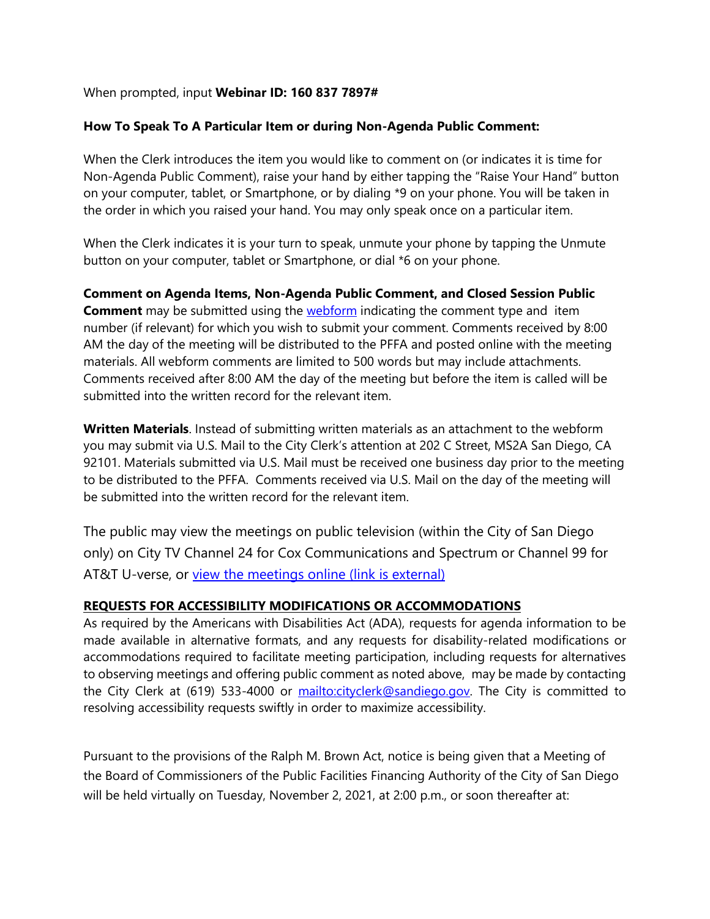When prompted, input **Webinar ID: 160 837 7897#**

**How To Speak To A Particular Item or during Non-Agenda Public Comment:**

When the Clerk introduces the item you would like to comment on (or indicates it is time for Non-Agenda Public Comment), raise your hand by either tapping the "Raise Your Hand" button on your computer, tablet, or Smartphone, or by dialing *9 on your phone. You will be taken in the order in which you raised your hand. You may only speak once on a particular item.

When the Clerk indicates it is your turn to speak, unmute your phone by tapping the Unmute button on your computer, tablet or Smartphone, or dial *6 on your phone.

**Comment on Agenda Items, Non-Agenda Public Comment, and Closed Session Public Comment** may be submitted using the [webform]() indicating the comment type and item number (if relevant) for which you wish to submit your comment. Comments received by 8:00 AM the day of the meeting will be distributed to the PFFA and posted online with the meeting materials. All webform comments are limited to 500 words but may include attachments. Comments received after 8:00 AM the day of the meeting but before the item is called will be submitted into the written record for the relevant item.

**Written Materials**. Instead of submitting written materials as an attachment to the webform you may submit via U.S. Mail to the City Clerk's attention at 202 C Street, MS2A San Diego, CA 92101. Materials submitted via U.S. Mail must be received one business day prior to the meeting to be distributed to the PFFA. Comments received via U.S. Mail on the day of the meeting will be submitted into the written record for the relevant item.

The public may view the meetings on public television (within the City of San Diego only) on City TV Channel 24 for Cox Communications and Spectrum or Channel 99 for AT&T U-verse, or [view the meetings online (link is external)]()

**REQUESTS FOR ACCESSIBILITY MODIFICATIONS OR ACCOMMODATIONS**

As required by the Americans with Disabilities Act (ADA), requests for agenda information to be made available in alternative formats, and any requests for disability-related modifications or accommodations required to facilitate meeting participation, including requests for alternatives to observing meetings and offering public comment as noted above, may be made by contacting the City Clerk at (619) 533-4000 or [mailto:cityclerk@sandiego.gov](mailto:cityclerk@sandiego.gov). The City is committed to resolving accessibility requests swiftly in order to maximize accessibility.

Pursuant to the provisions of the Ralph M. Brown Act, notice is being given that a Meeting of the Board of Commissioners of the Public Facilities Financing Authority of the City of San Diego will be held virtually on Tuesday, November 2, 2021, at 2:00 p.m., or soon thereafter at: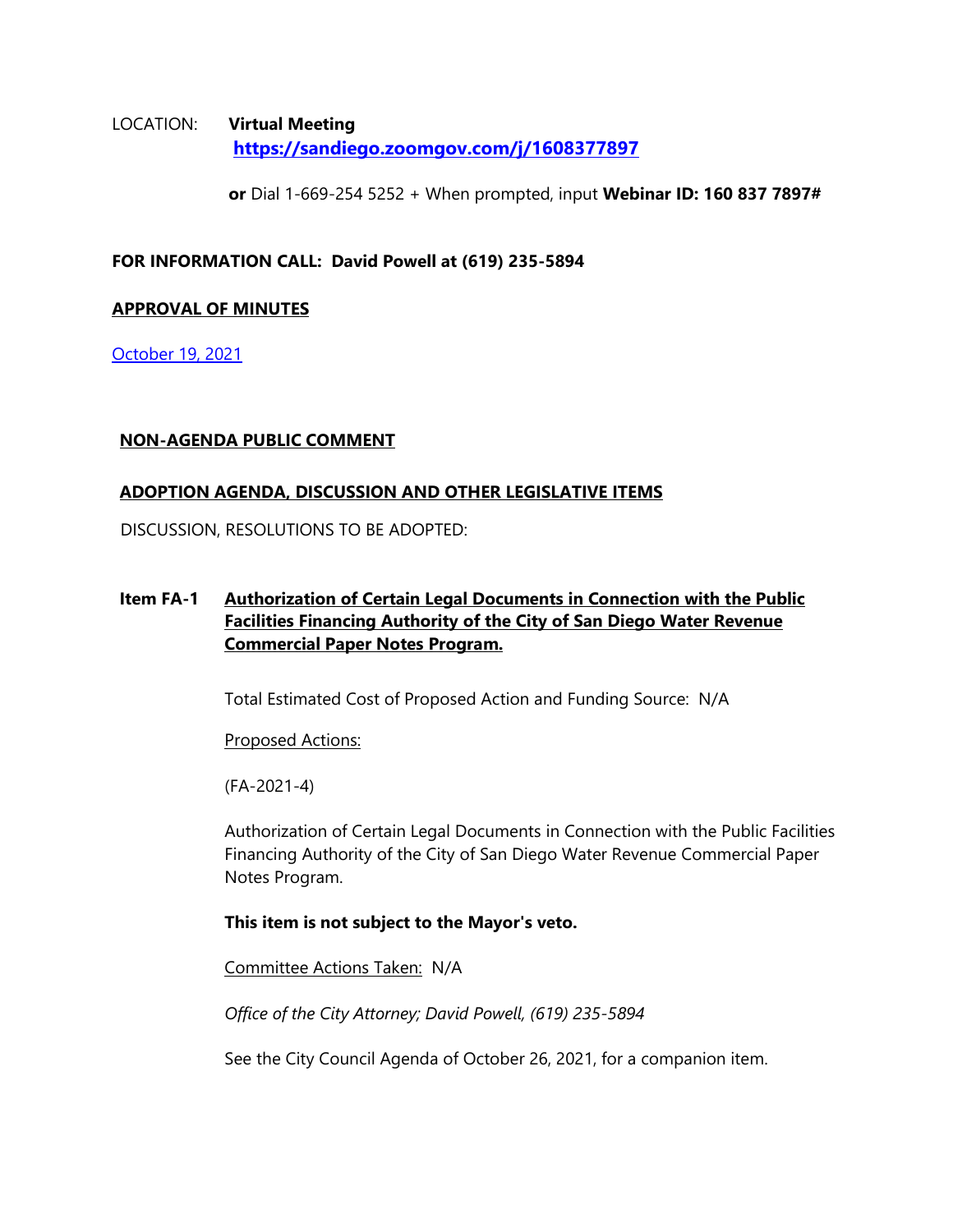LOCATION: **Virtual Meeting**
**[https://sandiego.zoomgov.com/j/1608377897](https://sandiego.zoomgov.com/j/1608377897)**

**or** Dial 1-669-254 5252 + When prompted, input **Webinar ID: 160 837 7897#**

**FOR INFORMATION CALL: David Powell at (619) 235-5894**

## APPROVAL OF MINUTES

[October 19, 2021](#)

## NON-AGENDA PUBLIC COMMENT

## ADOPTION AGENDA, DISCUSSION AND OTHER LEGISLATIVE ITEMS

DISCUSSION, RESOLUTIONS TO BE ADOPTED:

### Item FA-1 Authorization of Certain Legal Documents in Connection with the Public Facilities Financing Authority of the City of San Diego Water Revenue Commercial Paper Notes Program.

Total Estimated Cost of Proposed Action and Funding Source: N/A

Proposed Actions:

(FA-2021-4)

Authorization of Certain Legal Documents in Connection with the Public Facilities Financing Authority of the City of San Diego Water Revenue Commercial Paper Notes Program.

**This item is not subject to the Mayor's veto.**

Committee Actions Taken: N/A

*Office of the City Attorney; David Powell, (619) 235-5894*

See the City Council Agenda of October 26, 2021, for a companion item.